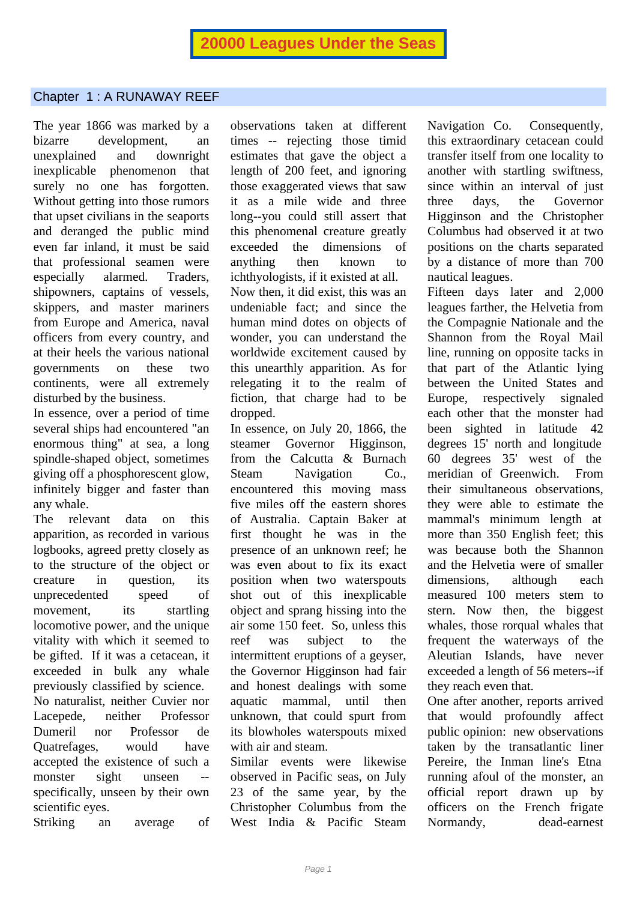# 20000 Leagues Under the Seas

## Chapter 1 : A RUNAWAY REEF

The year 1866 was marked by a bizarre development, an unexplained and downright inexplicable phenomenon that surely no one has forgotten. Without getting into those rumors that upset civilians in the seaports and deranged the public mind even far inland, it must be said that professional seamen were especially alarmed. Traders, shipowners, captains of vessels, skippers, and master mariners from Europe and America, naval officers from every country, and at their heels the various national governments on these two continents, were all extremely disturbed by the business.

In essence, over a period of time several ships had encountered "an enormous thing" at sea, a long spindle-shaped object, sometimes giving off a phosphorescent glow, infinitely bigger and faster than any whale.

The relevant data on this apparition, as recorded in various logbooks, agreed pretty closely as to the structure of the object or creature in question, its unprecedented speed of movement, its startling locomotive power, and the unique vitality with which it seemed to be gifted. If it was a cetacean, it exceeded in bulk any whale previously classified by science. No naturalist, neither Cuvier nor Lacepede, neither Professor Dumeril nor Professor de Quatrefages, would have accepted the existence of such a monster sight unseen -- specifically, unseen by their own scientific eyes.

Striking an average of observations taken at different times -- rejecting those timid estimates that gave the object a length of 200 feet, and ignoring those exaggerated views that saw it as a mile wide and three long--you could still assert that this phenomenal creature greatly exceeded the dimensions of anything then known to ichthyologists, if it existed at all.

Now then, it did exist, this was an undeniable fact; and since the human mind dotes on objects of wonder, you can understand the worldwide excitement caused by this unearthly apparition. As for relegating it to the realm of fiction, that charge had to be dropped.

In essence, on July 20, 1866, the steamer Governor Higginson, from the Calcutta & Burnach Steam Navigation Co., encountered this moving mass five miles off the eastern shores of Australia. Captain Baker at first thought he was in the presence of an unknown reef; he was even about to fix its exact position when two waterspouts shot out of this inexplicable object and sprang hissing into the air some 150 feet. So, unless this reef was subject to the intermittent eruptions of a geyser, the Governor Higginson had fair and honest dealings with some aquatic mammal, until then unknown, that could spurt from its blowholes waterspouts mixed with air and steam.

Similar events were likewise observed in Pacific seas, on July 23 of the same year, by the Christopher Columbus from the West India & Pacific Steam Navigation Co. Consequently, this extraordinary cetacean could transfer itself from one locality to another with startling swiftness, since within an interval of just three days, the Governor Higginson and the Christopher Columbus had observed it at two positions on the charts separated by a distance of more than 700 nautical leagues.

Fifteen days later and 2,000 leagues farther, the Helvetia from the Compagnie Nationale and the Shannon from the Royal Mail line, running on opposite tacks in that part of the Atlantic lying between the United States and Europe, respectively signaled each other that the monster had been sighted in latitude 42 degrees 15' north and longitude 60 degrees 35' west of the meridian of Greenwich. From their simultaneous observations, they were able to estimate the mammal's minimum length at more than 350 English feet; this was because both the Shannon and the Helvetia were of smaller dimensions, although each measured 100 meters stem to stern. Now then, the biggest whales, those rorqual whales that frequent the waterways of the Aleutian Islands, have never exceeded a length of 56 meters--if they reach even that.

One after another, reports arrived that would profoundly affect public opinion: new observations taken by the transatlantic liner Pereire, the Inman line's Etna running afoul of the monster, an official report drawn up by officers on the French frigate Normandy, dead-earnest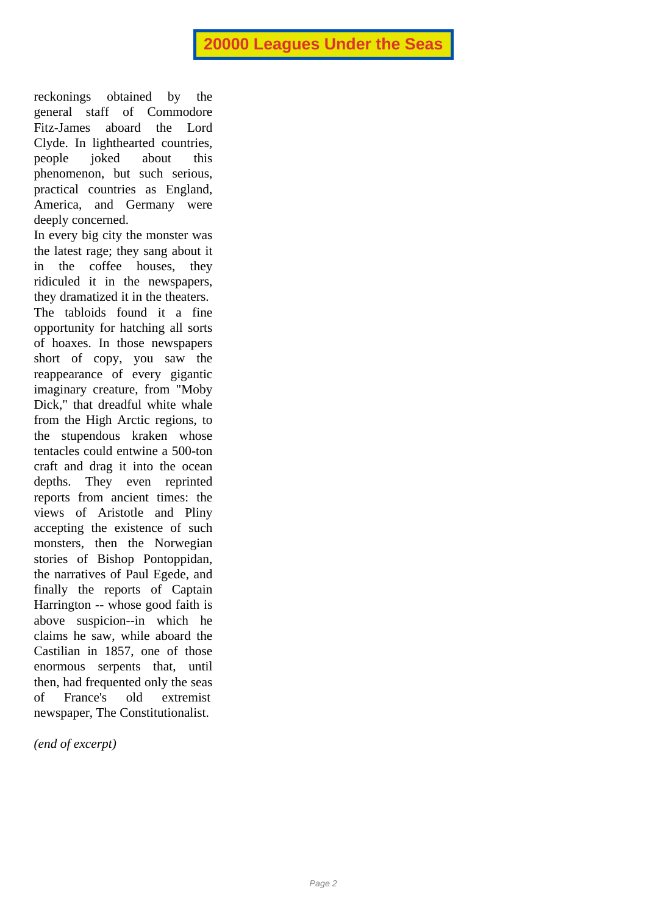reckonings obtained by the general staff of Commodore Fitz-James aboard the Lord Clyde. In lighthearted countries, people joked about this phenomenon, but such serious, practical countries as England, America, and Germany were deeply concerned.

In every big city the monster was the latest rage; they sang about it in the coffee houses, they ridiculed it in the newspapers, they dramatized it in the theaters. The tabloids found it a fine opportunity for hatching all sorts of hoaxes. In those newspapers short of copy, you saw the reappearance of every gigantic imaginary creature, from "Moby Dick," that dreadful white whale from the High Arctic regions, to the stupendous kraken whose tentacles could entwine a 500-ton craft and drag it into the ocean depths. They even reprinted reports from ancient times: the views of Aristotle and Pliny accepting the existence of such monsters, then the Norwegian stories of Bishop Pontoppidan, the narratives of Paul Egede, and finally the reports of Captain Harrington -- whose good faith is above suspicion--in which he claims he saw, while aboard the Castilian in 1857, one of those enormous serpents that, until then, had frequented only the seas of France's old extremist newspaper, The Constitutionalist.

*(end of excerpt)*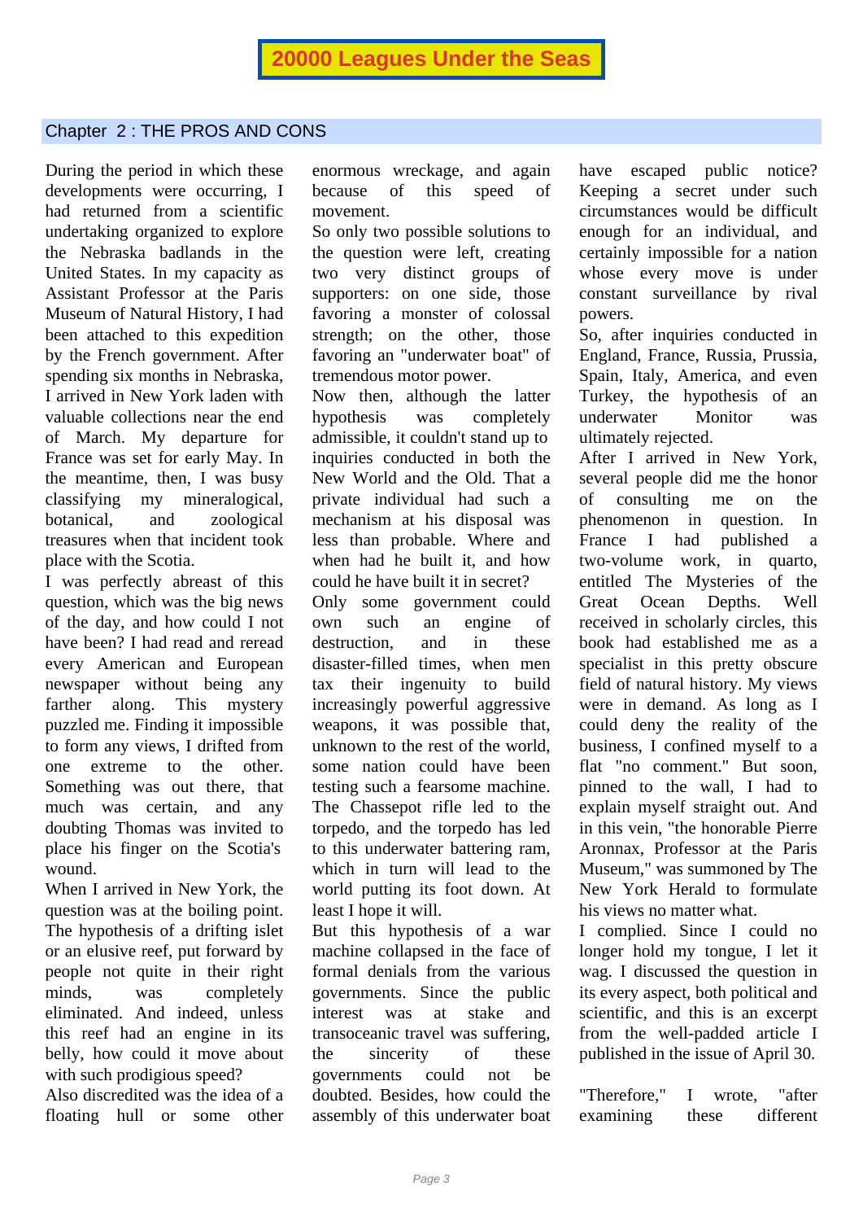# 20000 Leagues Under the Seas

## Chapter 2 : THE PROS AND CONS

During the period in which these developments were occurring, I had returned from a scientific undertaking organized to explore the Nebraska badlands in the United States. In my capacity as Assistant Professor at the Paris Museum of Natural History, I had been attached to this expedition by the French government. After spending six months in Nebraska, I arrived in New York laden with valuable collections near the end of March. My departure for France was set for early May. In the meantime, then, I was busy classifying my mineralogical, botanical, and zoological treasures when that incident took place with the Scotia.

I was perfectly abreast of this question, which was the big news of the day, and how could I not have been? I had read and reread every American and European newspaper without being any farther along. This mystery puzzled me. Finding it impossible to form any views, I drifted from one extreme to the other. Something was out there, that much was certain, and any doubting Thomas was invited to place his finger on the Scotia's wound.

When I arrived in New York, the question was at the boiling point. The hypothesis of a drifting islet or an elusive reef, put forward by people not quite in their right minds, was completely eliminated. And indeed, unless this reef had an engine in its belly, how could it move about with such prodigious speed?

Also discredited was the idea of a floating hull or some other enormous wreckage, and again because of this speed of movement.

So only two possible solutions to the question were left, creating two very distinct groups of supporters: on one side, those favoring a monster of colossal strength; on the other, those favoring an "underwater boat" of tremendous motor power.

Now then, although the latter hypothesis was completely admissible, it couldn't stand up to inquiries conducted in both the New World and the Old. That a private individual had such a mechanism at his disposal was less than probable. Where and when had he built it, and how could he have built it in secret?

Only some government could own such an engine of destruction, and in these disaster-filled times, when men tax their ingenuity to build increasingly powerful aggressive weapons, it was possible that, unknown to the rest of the world, some nation could have been testing such a fearsome machine. The Chassepot rifle led to the torpedo, and the torpedo has led to this underwater battering ram, which in turn will lead to the world putting its foot down. At least I hope it will.

But this hypothesis of a war machine collapsed in the face of formal denials from the various governments. Since the public interest was at stake and transoceanic travel was suffering, the sincerity of these governments could not be doubted. Besides, how could the assembly of this underwater boat have escaped public notice? Keeping a secret under such circumstances would be difficult enough for an individual, and certainly impossible for a nation whose every move is under constant surveillance by rival powers.

So, after inquiries conducted in England, France, Russia, Prussia, Spain, Italy, America, and even Turkey, the hypothesis of an underwater Monitor was ultimately rejected.

After I arrived in New York, several people did me the honor of consulting me on the phenomenon in question. In France I had published a two-volume work, in quarto, entitled The Mysteries of the Great Ocean Depths. Well received in scholarly circles, this book had established me as a specialist in this pretty obscure field of natural history. My views were in demand. As long as I could deny the reality of the business, I confined myself to a flat "no comment." But soon, pinned to the wall, I had to explain myself straight out. And in this vein, "the honorable Pierre Aronnax, Professor at the Paris Museum," was summoned by The New York Herald to formulate his views no matter what.

I complied. Since I could no longer hold my tongue, I let it wag. I discussed the question in its every aspect, both political and scientific, and this is an excerpt from the well-padded article I published in the issue of April 30.

"Therefore," I wrote, "after examining these different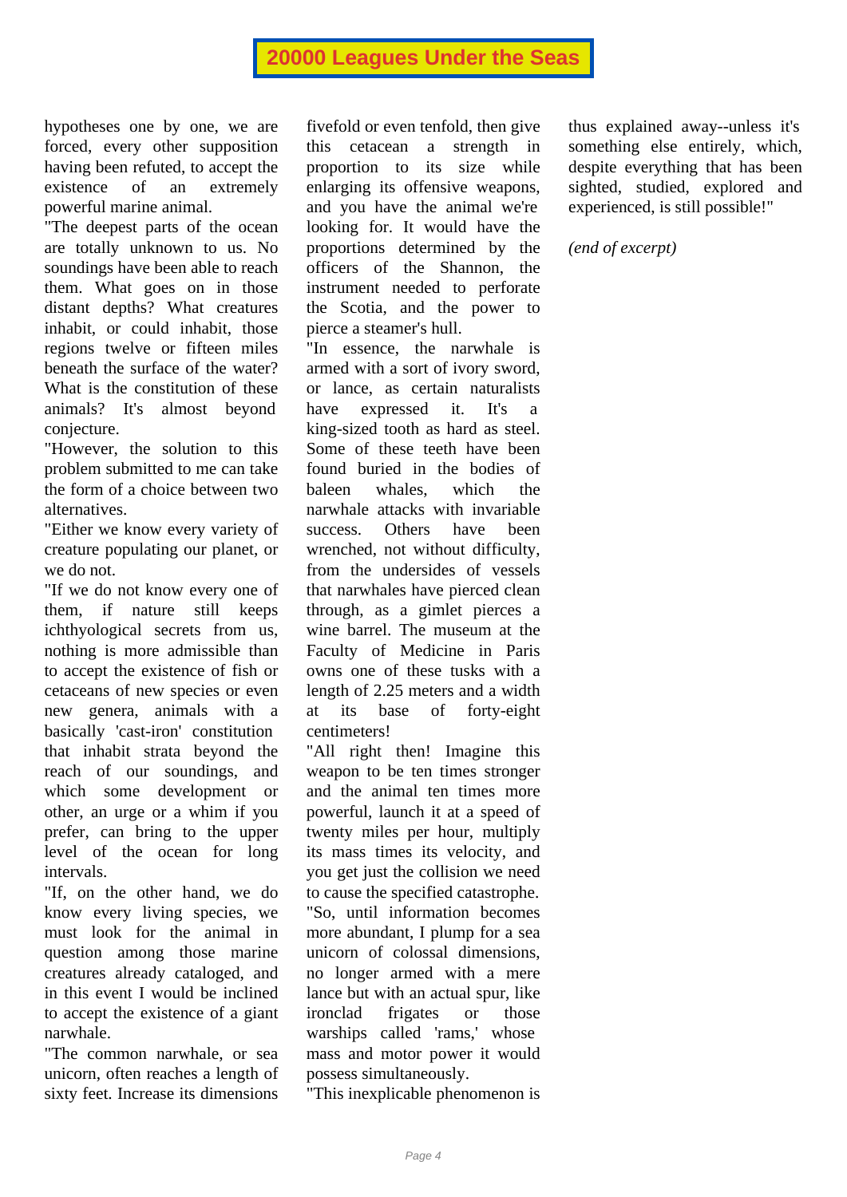hypotheses one by one, we are forced, every other supposition having been refuted, to accept the existence of an extremely powerful marine animal.

"The deepest parts of the ocean are totally unknown to us. No soundings have been able to reach them. What goes on in those distant depths? What creatures inhabit, or could inhabit, those regions twelve or fifteen miles beneath the surface of the water? What is the constitution of these animals? It's almost beyond conjecture.

"However, the solution to this problem submitted to me can take the form of a choice between two alternatives.

"Either we know every variety of creature populating our planet, or we do not.

"If we do not know every one of them, if nature still keeps ichthyological secrets from us, nothing is more admissible than to accept the existence of fish or cetaceans of new species or even new genera, animals with a basically 'cast-iron' constitution that inhabit strata beyond the reach of our soundings, and which some development or other, an urge or a whim if you prefer, can bring to the upper level of the ocean for long intervals.

"If, on the other hand, we do know every living species, we must look for the animal in question among those marine creatures already cataloged, and in this event I would be inclined to accept the existence of a giant narwhale.

"The common narwhale, or sea unicorn, often reaches a length of sixty feet. Increase its dimensions fivefold or even tenfold, then give this cetacean a strength in proportion to its size while enlarging its offensive weapons, and you have the animal we're looking for. It would have the proportions determined by the officers of the Shannon, the instrument needed to perforate the Scotia, and the power to pierce a steamer's hull.

"In essence, the narwhale is armed with a sort of ivory sword, or lance, as certain naturalists have expressed it. It's a king-sized tooth as hard as steel. Some of these teeth have been found buried in the bodies of baleen whales, which the narwhale attacks with invariable success. Others have been wrenched, not without difficulty, from the undersides of vessels that narwhales have pierced clean through, as a gimlet pierces a wine barrel. The museum at the Faculty of Medicine in Paris owns one of these tusks with a length of 2.25 meters and a width at its base of forty-eight centimeters!

"All right then! Imagine this weapon to be ten times stronger and the animal ten times more powerful, launch it at a speed of twenty miles per hour, multiply its mass times its velocity, and you get just the collision we need to cause the specified catastrophe.

"So, until information becomes more abundant, I plump for a sea unicorn of colossal dimensions, no longer armed with a mere lance but with an actual spur, like ironclad frigates or those warships called 'rams,' whose mass and motor power it would possess simultaneously.

"This inexplicable phenomenon is thus explained away--unless it's something else entirely, which, despite everything that has been sighted, studied, explored and experienced, is still possible!"

*(end of excerpt)*